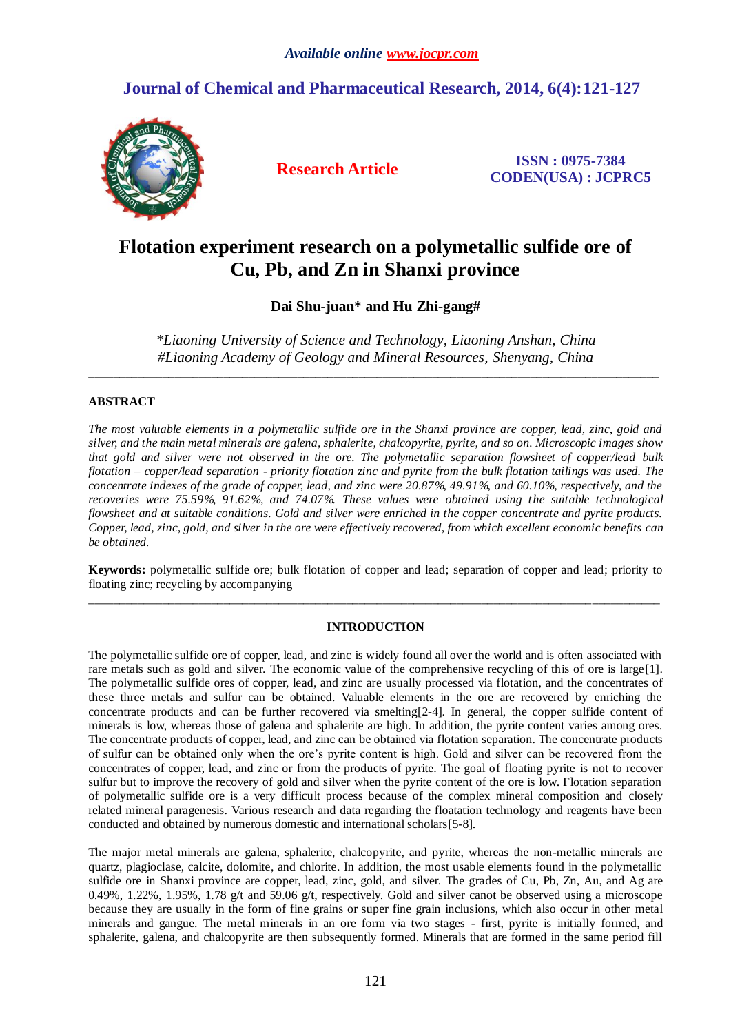*Available online www.jocpr.com*

## Journal of Chemical and Pharmaceutical Research, 2014, 6(4):121-127

**Research Article**

**ISSN : 0975-7384**
**CODEN(USA) : JCPRC5**

# Flotation experiment research on a polymetallic sulfide ore of Cu, Pb, and Zn in Shanxi province

**Dai Shu-juan\* and Hu Zhi-gang#**

*\*Liaoning University of Science and Technology, Liaoning Anshan, China*
*#Liaoning Academy of Geology and Mineral Resources, Shenyang, China*

---

## ABSTRACT

*The most valuable elements in a polymetallic sulfide ore in the Shanxi province are copper, lead, zinc, gold and silver, and the main metal minerals are galena, sphalerite, chalcopyrite, pyrite, and so on. Microscopic images show that gold and silver were not observed in the ore. The polymetallic separation flowsheet of copper/lead bulk flotation – copper/lead separation - priority flotation zinc and pyrite from the bulk flotation tailings was used. The concentrate indexes of the grade of copper, lead, and zinc were 20.87%, 49.91%, and 60.10%, respectively, and the recoveries were 75.59%, 91.62%, and 74.07%. These values were obtained using the suitable technological flowsheet and at suitable conditions. Gold and silver were enriched in the copper concentrate and pyrite products. Copper, lead, zinc, gold, and silver in the ore were effectively recovered, from which excellent economic benefits can be obtained.*

**Keywords:** polymetallic sulfide ore; bulk flotation of copper and lead; separation of copper and lead; priority to floating zinc; recycling by accompanying

---

## INTRODUCTION

The polymetallic sulfide ore of copper, lead, and zinc is widely found all over the world and is often associated with rare metals such as gold and silver. The economic value of the comprehensive recycling of this of ore is large[1]. The polymetallic sulfide ores of copper, lead, and zinc are usually processed via flotation, and the concentrates of these three metals and sulfur can be obtained. Valuable elements in the ore are recovered by enriching the concentrate products and can be further recovered via smelting[2-4]. In general, the copper sulfide content of minerals is low, whereas those of galena and sphalerite are high. In addition, the pyrite content varies among ores. The concentrate products of copper, lead, and zinc can be obtained via flotation separation. The concentrate products of sulfur can be obtained only when the ore's pyrite content is high. Gold and silver can be recovered from the concentrates of copper, lead, and zinc or from the products of pyrite. The goal of floating pyrite is not to recover sulfur but to improve the recovery of gold and silver when the pyrite content of the ore is low. Flotation separation of polymetallic sulfide ore is a very difficult process because of the complex mineral composition and closely related mineral paragenesis. Various research and data regarding the floatation technology and reagents have been conducted and obtained by numerous domestic and international scholars[5-8].

The major metal minerals are galena, sphalerite, chalcopyrite, and pyrite, whereas the non-metallic minerals are quartz, plagioclase, calcite, dolomite, and chlorite. In addition, the most usable elements found in the polymetallic sulfide ore in Shanxi province are copper, lead, zinc, gold, and silver. The grades of Cu, Pb, Zn, Au, and Ag are 0.49%, 1.22%, 1.95%, 1.78 g/t and 59.06 g/t, respectively. Gold and silver canot be observed using a microscope because they are usually in the form of fine grains or super fine grain inclusions, which also occur in other metal minerals and gangue. The metal minerals in an ore form via two stages - first, pyrite is initially formed, and sphalerite, galena, and chalcopyrite are then subsequently formed. Minerals that are formed in the same period fill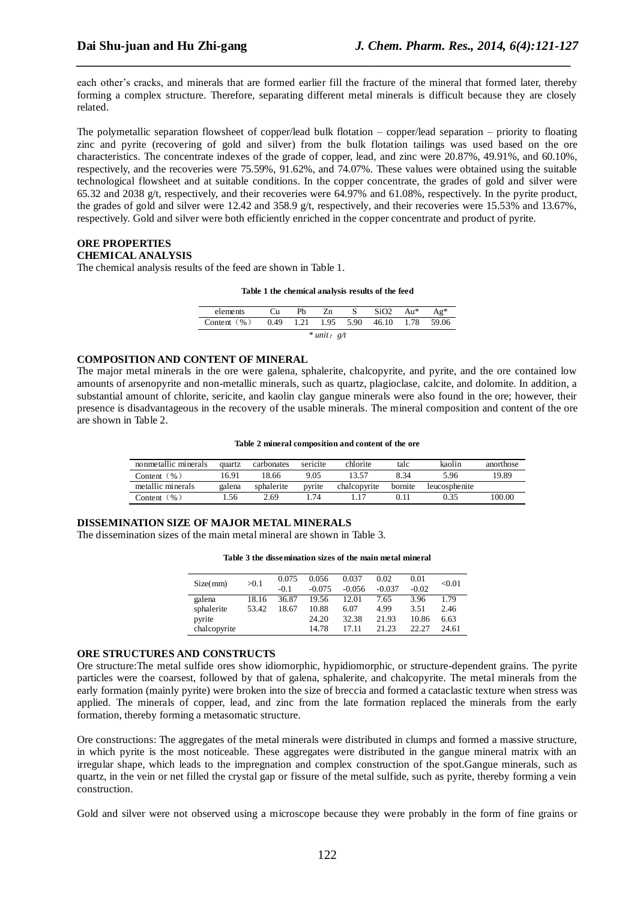each other's cracks, and minerals that are formed earlier fill the fracture of the mineral that formed later, thereby forming a complex structure. Therefore, separating different metal minerals is difficult because they are closely related.

The polymetallic separation flowsheet of copper/lead bulk flotation – copper/lead separation – priority to floating zinc and pyrite (recovering of gold and silver) from the bulk flotation tailings was used based on the ore characteristics. The concentrate indexes of the grade of copper, lead, and zinc were 20.87%, 49.91%, and 60.10%, respectively, and the recoveries were 75.59%, 91.62%, and 74.07%. These values were obtained using the suitable technological flowsheet and at suitable conditions. In the copper concentrate, the grades of gold and silver were 65.32 and 2038 g/t, respectively, and their recoveries were 64.97% and 61.08%, respectively. In the pyrite product, the grades of gold and silver were 12.42 and 358.9 g/t, respectively, and their recoveries were 15.53% and 13.67%, respectively. Gold and silver were both efficiently enriched in the copper concentrate and product of pyrite.

## ORE PROPERTIES

### CHEMICAL ANALYSIS

The chemical analysis results of the feed are shown in Table 1.

**Table 1 the chemical analysis results of the feed**

| elements | Cu | Pb | Zn | S | SiO2 | Au* | Ag* |
|---|---|---|---|---|---|---|---|
| Content（%） | 0.49 | 1.21 | 1.95 | 5.90 | 46.10 | 1.78 | 59.06 |

*\* unit：g/t*

### COMPOSITION AND CONTENT OF MINERAL

The major metal minerals in the ore were galena, sphalerite, chalcopyrite, and pyrite, and the ore contained low amounts of arsenopyrite and non-metallic minerals, such as quartz, plagioclase, calcite, and dolomite. In addition, a substantial amount of chlorite, sericite, and kaolin clay gangue minerals were also found in the ore; however, their presence is disadvantageous in the recovery of the usable minerals. The mineral composition and content of the ore are shown in Table 2.

**Table 2 mineral composition and content of the ore**

| nonmetallic minerals | quartz | carbonates | sericite | chlorite | talc | kaolin | anorthose |
|---|---|---|---|---|---|---|---|
| Content（%） | 16.91 | 18.66 | 9.05 | 13.57 | 8.34 | 5.96 | 19.89 |
| metallic minerals | galena | sphalerite | pyrite | chalcopyrite | bornite | leucosphenite | |
| Content（%） | 1.56 | 2.69 | 1.74 | 1.17 | 0.11 | 0.35 | 100.00 |

### DISSEMINATION SIZE OF MAJOR METAL MINERALS

The dissemination sizes of the main metal mineral are shown in Table 3.

**Table 3 the dissemination sizes of the main metal mineral**

| Size(mm) | >0.1 | 0.075 -0.1 | 0.056 -0.075 | 0.037 -0.056 | 0.02 -0.037 | 0.01 -0.02 | <0.01 |
|---|---|---|---|---|---|---|---|
| galena | 18.16 | 36.87 | 19.56 | 12.01 | 7.65 | 3.96 | 1.79 |
| sphalerite | 53.42 | 18.67 | 10.88 | 6.07 | 4.99 | 3.51 | 2.46 |
| pyrite | | | 24.20 | 32.38 | 21.93 | 10.86 | 6.63 |
| chalcopyrite | | | 14.78 | 17.11 | 21.23 | 22.27 | 24.61 |

### ORE STRUCTURES AND CONSTRUCTS

Ore structure:The metal sulfide ores show idiomorphic, hypidiomorphic, or structure-dependent grains. The pyrite particles were the coarsest, followed by that of galena, sphalerite, and chalcopyrite. The metal minerals from the early formation (mainly pyrite) were broken into the size of breccia and formed a cataclastic texture when stress was applied. The minerals of copper, lead, and zinc from the late formation replaced the minerals from the early formation, thereby forming a metasomatic structure.

Ore constructions: The aggregates of the metal minerals were distributed in clumps and formed a massive structure, in which pyrite is the most noticeable. These aggregates were distributed in the gangue mineral matrix with an irregular shape, which leads to the impregnation and complex construction of the spot.Gangue minerals, such as quartz, in the vein or net filled the crystal gap or fissure of the metal sulfide, such as pyrite, thereby forming a vein construction.

Gold and silver were not observed using a microscope because they were probably in the form of fine grains or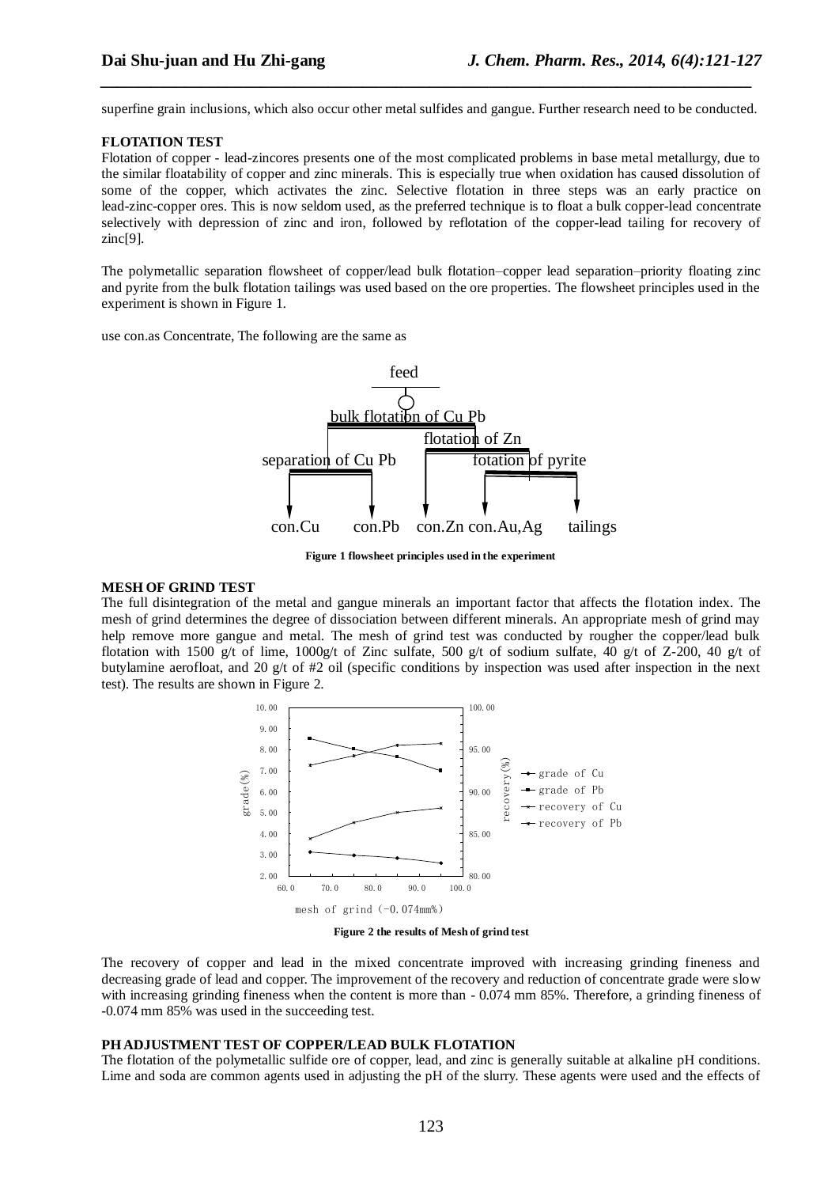superfine grain inclusions, which also occur other metal sulfides and gangue. Further research need to be conducted.

## FLOTATION TEST

Flotation of copper - lead-zincores presents one of the most complicated problems in base metal metallurgy, due to the similar floatability of copper and zinc minerals. This is especially true when oxidation has caused dissolution of some of the copper, which activates the zinc. Selective flotation in three steps was an early practice on lead-zinc-copper ores. This is now seldom used, as the preferred technique is to float a bulk copper-lead concentrate selectively with depression of zinc and iron, followed by reflotation of the copper-lead tailing for recovery of zinc[9].

The polymetallic separation flowsheet of copper/lead bulk flotation–copper lead separation–priority floating zinc and pyrite from the bulk flotation tailings was used based on the ore properties. The flowsheet principles used in the experiment is shown in Figure 1.

use con.as Concentrate, The following are the same as

feed

bulk flotation of Cu Pb

flotation of Zn

separation of Cu Pb

fotation of pyrite

con.Cu con.Pb con.Zn con.Au,Ag tailings

**Figure 1 flowsheet principles used in the experiment**

## MESH OF GRIND TEST

The full disintegration of the metal and gangue minerals an important factor that affects the flotation index. The mesh of grind determines the degree of dissociation between different minerals. An appropriate mesh of grind may help remove more gangue and metal. The mesh of grind test was conducted by rougher the copper/lead bulk flotation with 1500 g/t of lime, 1000g/t of Zinc sulfate, 500 g/t of sodium sulfate, 40 g/t of Z-200, 40 g/t of butylamine aerofloat, and 20 g/t of #2 oil (specific conditions by inspection was used after inspection in the next test). The results are shown in Figure 2.

**Figure 2 the results of Mesh of grind test**

The recovery of copper and lead in the mixed concentrate improved with increasing grinding fineness and decreasing grade of lead and copper. The improvement of the recovery and reduction of concentrate grade were slow with increasing grinding fineness when the content is more than - 0.074 mm 85%. Therefore, a grinding fineness of -0.074 mm 85% was used in the succeeding test.

## PH ADJUSTMENT TEST OF COPPER/LEAD BULK FLOTATION

The flotation of the polymetallic sulfide ore of copper, lead, and zinc is generally suitable at alkaline pH conditions. Lime and soda are common agents used in adjusting the pH of the slurry. These agents were used and the effects of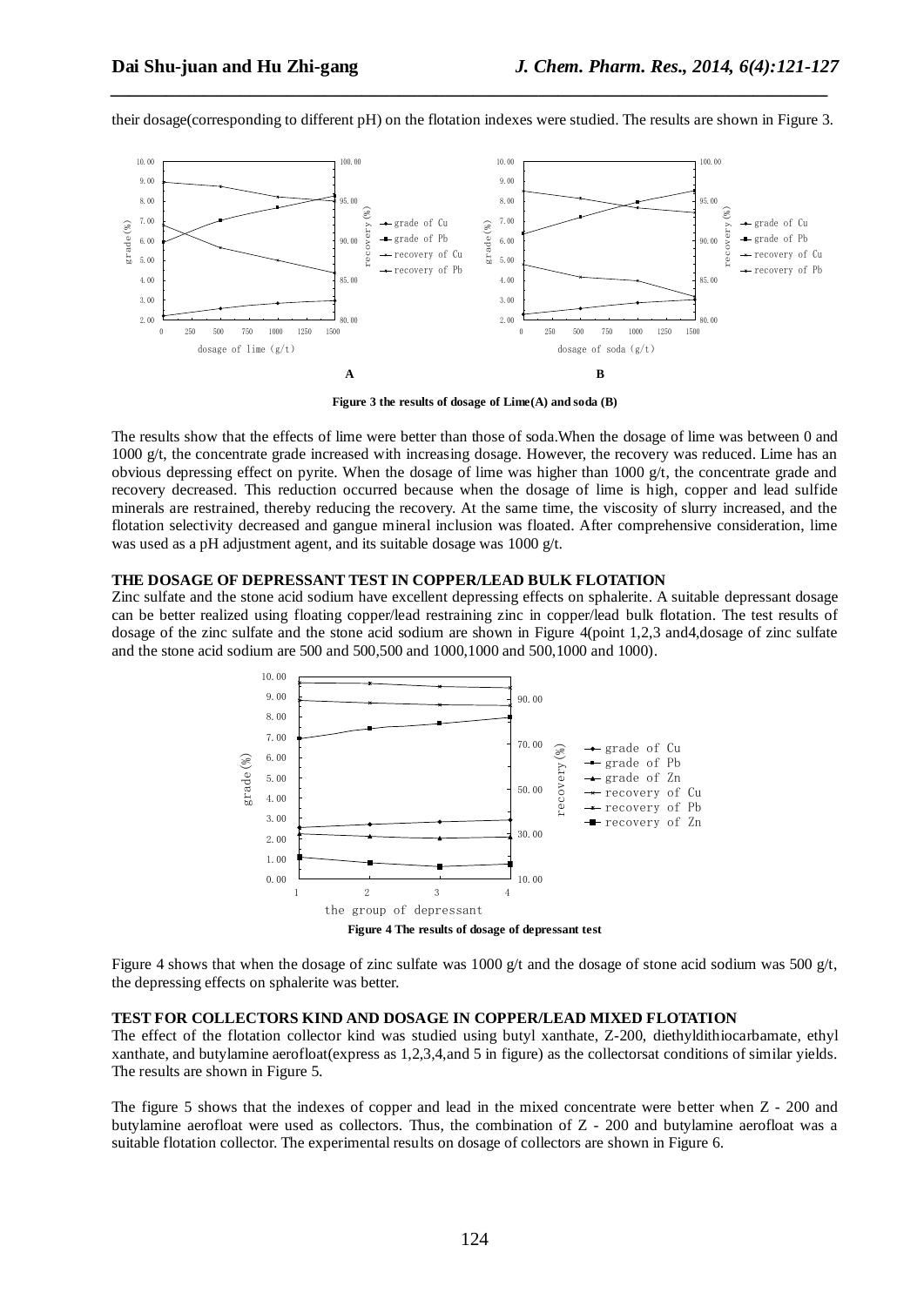their dosage(corresponding to different pH) on the flotation indexes were studied. The results are shown in Figure 3.

**Figure 3 the results of dosage of Lime(A) and soda (B)**

The results show that the effects of lime were better than those of soda.When the dosage of lime was between 0 and 1000 g/t, the concentrate grade increased with increasing dosage. However, the recovery was reduced. Lime has an obvious depressing effect on pyrite. When the dosage of lime was higher than 1000 g/t, the concentrate grade and recovery decreased. This reduction occurred because when the dosage of lime is high, copper and lead sulfide minerals are restrained, thereby reducing the recovery. At the same time, the viscosity of slurry increased, and the flotation selectivity decreased and gangue mineral inclusion was floated. After comprehensive consideration, lime was used as a pH adjustment agent, and its suitable dosage was 1000 g/t.

## THE DOSAGE OF DEPRESSANT TEST IN COPPER/LEAD BULK FLOTATION

Zinc sulfate and the stone acid sodium have excellent depressing effects on sphalerite. A suitable depressant dosage can be better realized using floating copper/lead restraining zinc in copper/lead bulk flotation. The test results of dosage of the zinc sulfate and the stone acid sodium are shown in Figure 4(point 1,2,3 and4,dosage of zinc sulfate and the stone acid sodium are 500 and 500,500 and 1000,1000 and 500,1000 and 1000).

**Figure 4 The results of dosage of depressant test**

Figure 4 shows that when the dosage of zinc sulfate was 1000 g/t and the dosage of stone acid sodium was 500 g/t, the depressing effects on sphalerite was better.

## TEST FOR COLLECTORS KIND AND DOSAGE IN COPPER/LEAD MIXED FLOTATION

The effect of the flotation collector kind was studied using butyl xanthate, Z-200, diethyldithiocarbamate, ethyl xanthate, and butylamine aerofloat(express as 1,2,3,4,and 5 in figure) as the collectorsat conditions of similar yields. The results are shown in Figure 5.

The figure 5 shows that the indexes of copper and lead in the mixed concentrate were better when Z - 200 and butylamine aerofloat were used as collectors. Thus, the combination of Z - 200 and butylamine aerofloat was a suitable flotation collector. The experimental results on dosage of collectors are shown in Figure 6.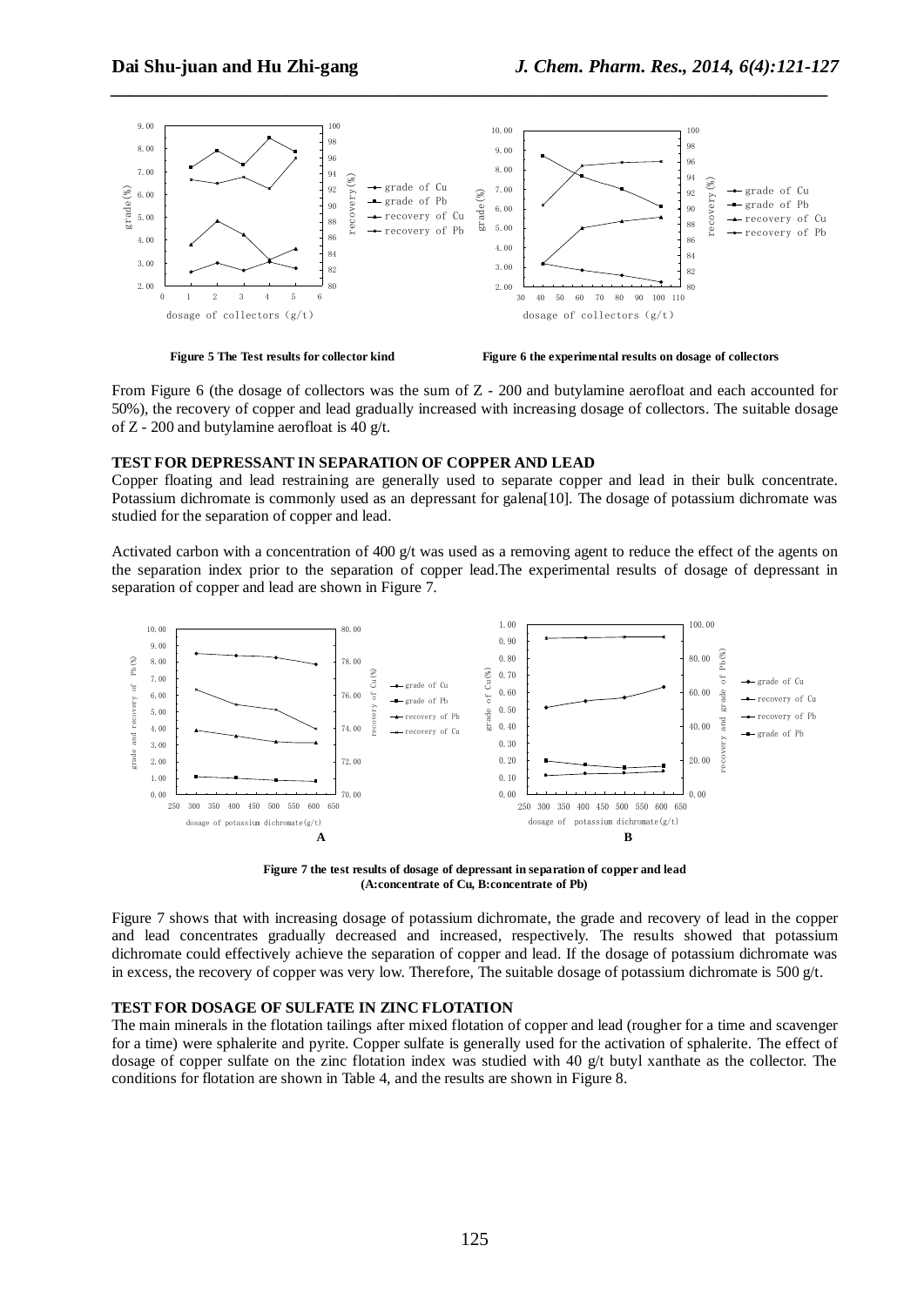Figure 5 The Test results for collector kind

Figure 6 the experimental results on dosage of collectors

From Figure 6 (the dosage of collectors was the sum of Z - 200 and butylamine aerofloat and each accounted for 50%), the recovery of copper and lead gradually increased with increasing dosage of collectors. The suitable dosage of Z - 200 and butylamine aerofloat is 40 g/t.

**TEST FOR DEPRESSANT IN SEPARATION OF COPPER AND LEAD**

Copper floating and lead restraining are generally used to separate copper and lead in their bulk concentrate. Potassium dichromate is commonly used as an depressant for galena[10]. The dosage of potassium dichromate was studied for the separation of copper and lead.

Activated carbon with a concentration of 400 g/t was used as a removing agent to reduce the effect of the agents on the separation index prior to the separation of copper lead.The experimental results of dosage of depressant in separation of copper and lead are shown in Figure 7.

**Figure 7 the test results of dosage of depressant in separation of copper and lead (A:concentrate of Cu, B:concentrate of Pb)**

Figure 7 shows that with increasing dosage of potassium dichromate, the grade and recovery of lead in the copper and lead concentrates gradually decreased and increased, respectively. The results showed that potassium dichromate could effectively achieve the separation of copper and lead. If the dosage of potassium dichromate was in excess, the recovery of copper was very low. Therefore, The suitable dosage of potassium dichromate is 500 g/t.

**TEST FOR DOSAGE OF SULFATE IN ZINC FLOTATION**

The main minerals in the flotation tailings after mixed flotation of copper and lead (rougher for a time and scavenger for a time) were sphalerite and pyrite. Copper sulfate is generally used for the activation of sphalerite. The effect of dosage of copper sulfate on the zinc flotation index was studied with 40 g/t butyl xanthate as the collector. The conditions for flotation are shown in Table 4, and the results are shown in Figure 8.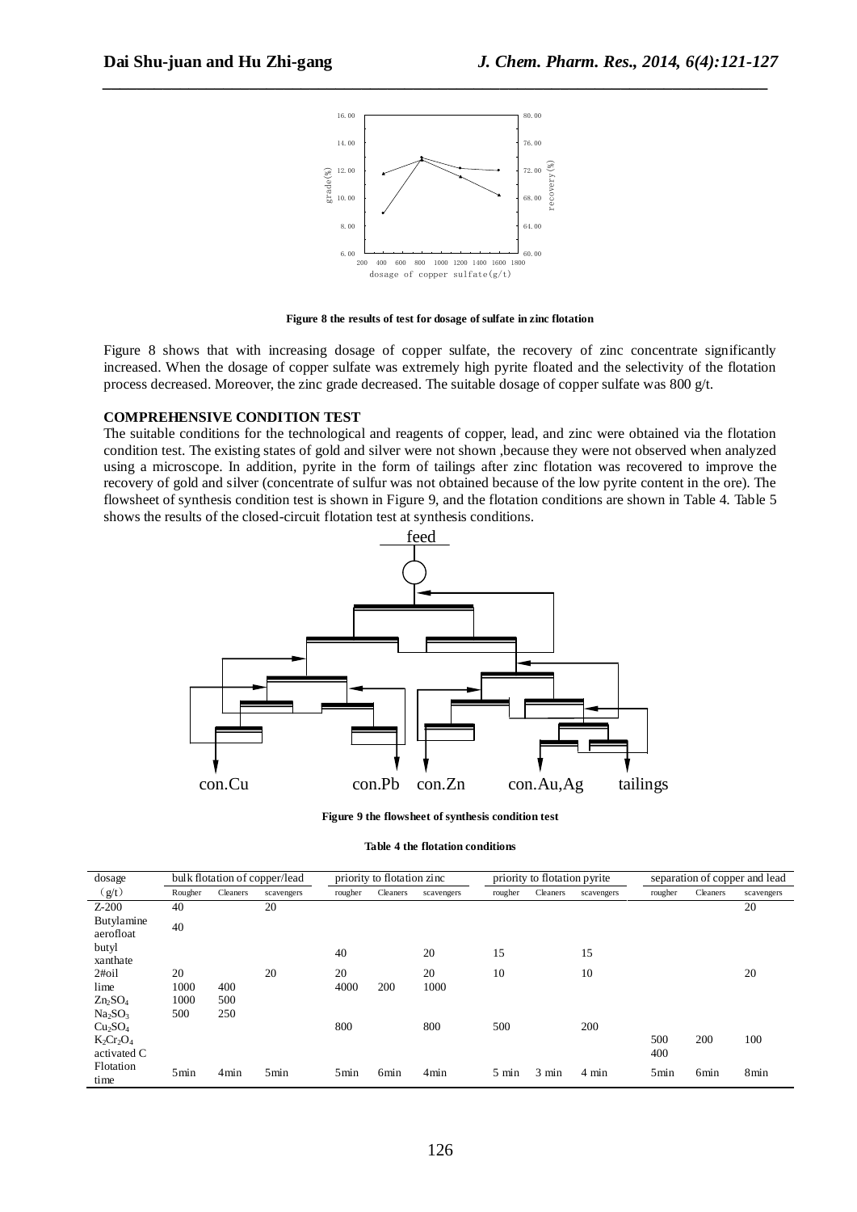Figure 8 the results of test for dosage of sulfate in zinc flotation

Figure 8 shows that with increasing dosage of copper sulfate, the recovery of zinc concentrate significantly increased. When the dosage of copper sulfate was extremely high pyrite floated and the selectivity of the flotation process decreased. Moreover, the zinc grade decreased. The suitable dosage of copper sulfate was 800 g/t.

## COMPREHENSIVE CONDITION TEST

The suitable conditions for the technological and reagents of copper, lead, and zinc were obtained via the flotation condition test. The existing states of gold and silver were not shown ,because they were not observed when analyzed using a microscope. In addition, pyrite in the form of tailings after zinc flotation was recovered to improve the recovery of gold and silver (concentrate of sulfur was not obtained because of the low pyrite content in the ore). The flowsheet of synthesis condition test is shown in Figure 9, and the flotation conditions are shown in Table 4. Table 5 shows the results of the closed-circuit flotation test at synthesis conditions.

Figure 9 the flowsheet of synthesis condition test

**Table 4 the flotation conditions**

| dosage | bulk flotation of copper/lead | | | priority to flotation zinc | | | priority to flotation pyrite | | | separation of copper and lead | | |
|---|---|---|---|---|---|---|---|---|---|---|---|---|
| (g/t) | Rougher | Cleaners | scavengers | rougher | Cleaners | scavengers | rougher | Cleaners | scavengers | rougher | Cleaners | scavengers |
| Z-200 | 40 | | 20 | | | | | | | | | 20 |
| Butylamine aerofloat | 40 | | | | | | | | | | | |
| butyl xanthate | | | | 40 | | 20 | 15 | | 15 | | | |
| 2#oil | 20 | | 20 | 20 | | 20 | 10 | | 10 | | | 20 |
| lime | 1000 | 400 | | 4000 | 200 | 1000 | | | | | | |
| $Zn_2SO_4$ | 1000 | 500 | | | | | | | | | | |
| $Na_2SO_3$ | 500 | 250 | | | | | | | | | | |
| $Cu_2SO_4$ | | | | 800 | | 800 | 500 | | 200 | | | |
| $K_2Cr_2O_4$ | | | | | | | | | | 500 | 200 | 100 |
| activated C | | | | | | | | | | 400 | | |
| Flotation time | 5min | 4min | 5min | 5min | 6min | 4min | 5 min | 3 min | 4 min | 5min | 6min | 8min |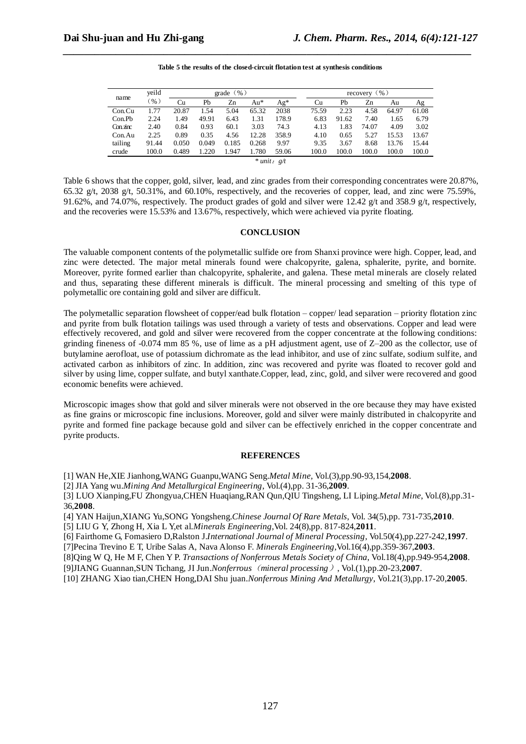**Table 5 the results of the closed-circuit flotation test at synthesis conditions**

| name | yeild (%) | grade (%) | | | | | recovery (%) | | | | |
|---|---|---|---|---|---|---|---|---|---|---|---|
| | | Cu | Pb | Zn | Au* | Ag* | Cu | Pb | Zn | Au | Ag |
| Con.Cu | 1.77 | 20.87 | 1.54 | 5.04 | 65.32 | 2038 | 75.59 | 2.23 | 4.58 | 64.97 | 61.08 |
| Con.Pb | 2.24 | 1.49 | 49.91 | 6.43 | 1.31 | 178.9 | 6.83 | 91.62 | 7.40 | 1.65 | 6.79 |
| Con.zinc | 2.40 | 0.84 | 0.93 | 60.1 | 3.03 | 74.3 | 4.13 | 1.83 | 74.07 | 4.09 | 3.02 |
| Con.Au | 2.25 | 0.89 | 0.35 | 4.56 | 12.28 | 358.9 | 4.10 | 0.65 | 5.27 | 15.53 | 13.67 |
| tailing | 91.44 | 0.050 | 0.049 | 0.185 | 0.268 | 9.97 | 9.35 | 3.67 | 8.68 | 13.76 | 15.44 |
| crude | 100.0 | 0.489 | 1.220 | 1.947 | 1.780 | 59.06 | 100.0 | 100.0 | 100.0 | 100.0 | 100.0 |

*\* unit：g/t*

Table 6 shows that the copper, gold, silver, lead, and zinc grades from their corresponding concentrates were 20.87%, 65.32 g/t, 2038 g/t, 50.31%, and 60.10%, respectively, and the recoveries of copper, lead, and zinc were 75.59%, 91.62%, and 74.07%, respectively. The product grades of gold and silver were 12.42 g/t and 358.9 g/t, respectively, and the recoveries were 15.53% and 13.67%, respectively, which were achieved via pyrite floating.

## CONCLUSION

The valuable component contents of the polymetallic sulfide ore from Shanxi province were high. Copper, lead, and zinc were detected. The major metal minerals found were chalcopyrite, galena, sphalerite, pyrite, and bornite. Moreover, pyrite formed earlier than chalcopyrite, sphalerite, and galena. These metal minerals are closely related and thus, separating these different minerals is difficult. The mineral processing and smelting of this type of polymetallic ore containing gold and silver are difficult.

The polymetallic separation flowsheet of copper/ead bulk flotation – copper/ lead separation – priority flotation zinc and pyrite from bulk flotation tailings was used through a variety of tests and observations. Copper and lead were effectively recovered, and gold and silver were recovered from the copper concentrate at the following conditions: grinding fineness of -0.074 mm 85 %, use of lime as a pH adjustment agent, use of Z–200 as the collector, use of butylamine aerofloat, use of potassium dichromate as the lead inhibitor, and use of zinc sulfate, sodium sulfite, and activated carbon as inhibitors of zinc. In addition, zinc was recovered and pyrite was floated to recover gold and silver by using lime, copper sulfate, and butyl xanthate.Copper, lead, zinc, gold, and silver were recovered and good economic benefits were achieved.

Microscopic images show that gold and silver minerals were not observed in the ore because they may have existed as fine grains or microscopic fine inclusions. Moreover, gold and silver were mainly distributed in chalcopyrite and pyrite and formed fine package because gold and silver can be effectively enriched in the copper concentrate and pyrite products.

## REFERENCES

[1] WAN He,XIE Jianhong,WANG Guanpu,WANG Seng.*Metal Mine*, Vol.(3),pp.90-93,154,**2008**.
[2] JIA Yang wu.*Mining And Metallurgical Engineering*, Vol.(4),pp. 31-36,**2009**.
[3] LUO Xianping,FU Zhongyua,CHEN Huaqiang,RAN Qun,QIU Tingsheng, LI Liping.*Metal Mine*, Vol.(8),pp.31-36,**2008**.
[4] YAN Haijun,XIANG Yu,SONG Yongsheng.*Chinese Journal Of Rare Metals*, Vol. 34(5),pp. 731-735,**2010**.
[5] LIU G Y, Zhong H, Xia L Y,et al.*Minerals Engineering*,Vol. 24(8),pp. 817-824,**2011**.
[6] Fairthome G, Fomasiero D,Ralston J.*International Journal of Mineral Processing*, Vol.50(4),pp.227-242,**1997**.
[7]Pecina Trevino E T, Uribe Salas A, Nava Alonso F. *Minerals Engineering*,Vol.16(4),pp.359-367,**2003**.
[8]Qing W Q, He M F, Chen Y P. *Transactions of Nonferrous Metals Society of China*, Vol.18(4),pp.949-954,**2008**.
[9]JIANG Guannan,SUN Tichang, JI Jun.*Nonferrous（mineral processing）*, Vol.(1),pp.20-23,**2007**.
[10] ZHANG Xiao tian,CHEN Hong,DAI Shu juan.*Nonferrous Mining And Metallurgy*, Vol.21(3),pp.17-20,**2005**.